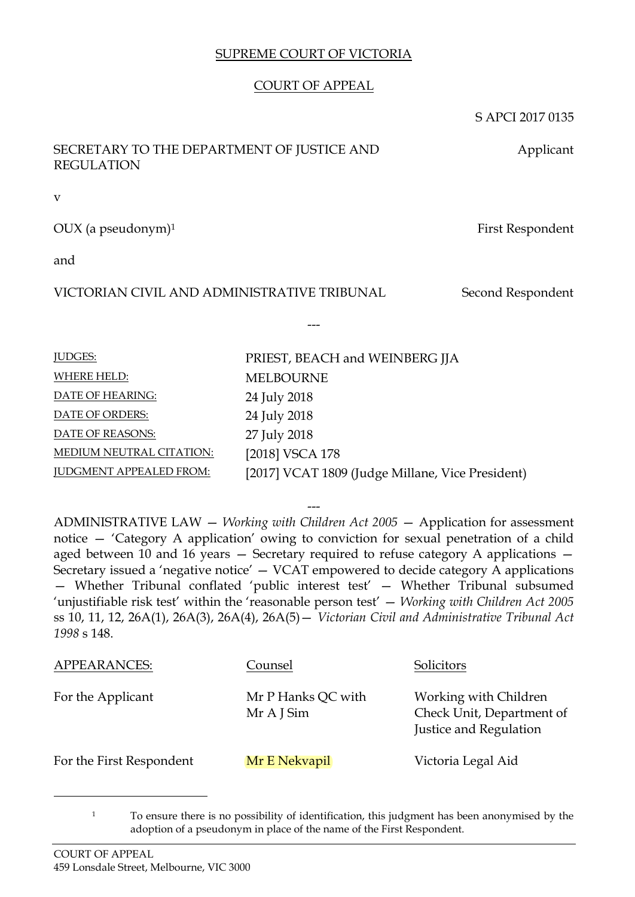SUPREME COURT OF VICTORIA

COURT OF APPEAL

S APCI 2017 0135

| | |
|---|---|
| SECRETARY TO THE DEPARTMENT OF JUSTICE AND REGULATION | Applicant |
| v | |
| OUX (a pseudonym)[1] | First Respondent |
| and | |
| VICTORIAN CIVIL AND ADMINISTRATIVE TRIBUNAL | Second Respondent |

---

| | |
|---|---|
| JUDGES: | PRIEST, BEACH and WEINBERG JJA |
| WHERE HELD: | MELBOURNE |
| DATE OF HEARING: | 24 July 2018 |
| DATE OF ORDERS: | 24 July 2018 |
| DATE OF REASONS: | 27 July 2018 |
| MEDIUM NEUTRAL CITATION: | [2018] VSCA 178 |
| JUDGMENT APPEALED FROM: | [2017] VCAT 1809 (Judge Millane, Vice President) |

---

ADMINISTRATIVE LAW — *Working with Children Act 2005* — Application for assessment notice — 'Category A application' owing to conviction for sexual penetration of a child aged between 10 and 16 years — Secretary required to refuse category A applications — Secretary issued a 'negative notice' — VCAT empowered to decide category A applications — Whether Tribunal conflated 'public interest test' — Whether Tribunal subsumed 'unjustifiable risk test' within the 'reasonable person test' — *Working with Children Act 2005* ss 10, 11, 12, 26A(1), 26A(3), 26A(4), 26A(5)— *Victorian Civil and Administrative Tribunal Act 1998* s 148.

| APPEARANCES: | Counsel | Solicitors |
|---|---|---|
| For the Applicant | Mr P Hanks QC with Mr A J Sim | Working with Children Check Unit, Department of Justice and Regulation |
| For the First Respondent | Mr E Nekvapil | Victoria Legal Aid |

[1] To ensure there is no possibility of identification, this judgment has been anonymised by the adoption of a pseudonym in place of the name of the First Respondent.

COURT OF APPEAL
459 Lonsdale Street, Melbourne, VIC 3000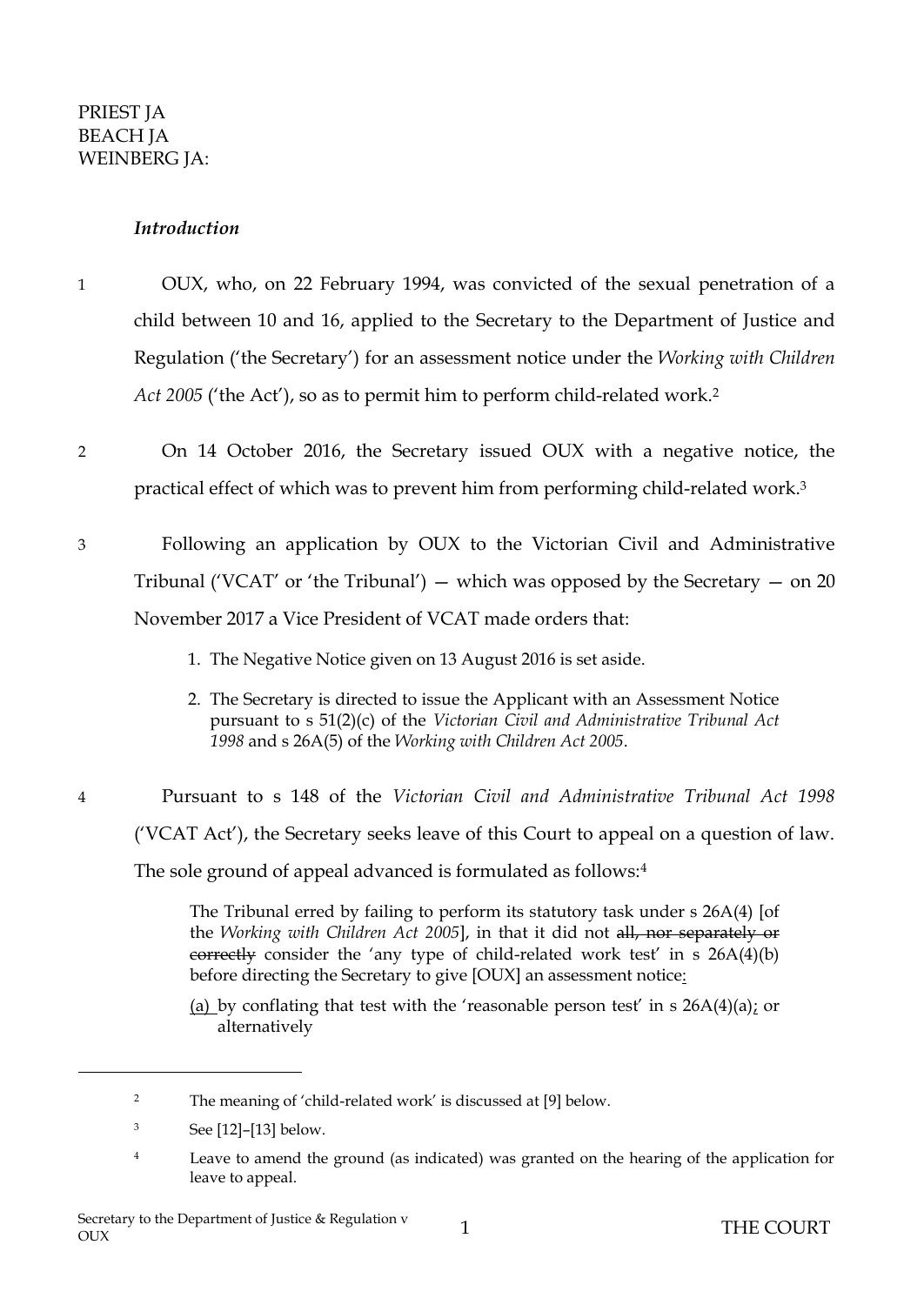PRIEST JA
BEACH JA
WEINBERG JA:

### *Introduction*

1 OUX, who, on 22 February 1994, was convicted of the sexual penetration of a child between 10 and 16, applied to the Secretary to the Department of Justice and Regulation ('the Secretary') for an assessment notice under the *Working with Children Act 2005* ('the Act'), so as to permit him to perform child-related work.[2]

2 On 14 October 2016, the Secretary issued OUX with a negative notice, the practical effect of which was to prevent him from performing child-related work.[3]

3 Following an application by OUX to the Victorian Civil and Administrative Tribunal ('VCAT' or 'the Tribunal') — which was opposed by the Secretary — on 20 November 2017 a Vice President of VCAT made orders that:

> 1. The Negative Notice given on 13 August 2016 is set aside.
> 2. The Secretary is directed to issue the Applicant with an Assessment Notice pursuant to s 51(2)(c) of the *Victorian Civil and Administrative Tribunal Act 1998* and s 26A(5) of the *Working with Children Act 2005*.

4 Pursuant to s 148 of the *Victorian Civil and Administrative Tribunal Act 1998* ('VCAT Act'), the Secretary seeks leave of this Court to appeal on a question of law. The sole ground of appeal advanced is formulated as follows:[4]

> The Tribunal erred by failing to perform its statutory task under s 26A(4) [of the *Working with Children Act 2005*], in that it did not ~~all, nor separately or correctly~~ consider the 'any type of child-related work test' in s 26A(4)(b) before directing the Secretary to give [OUX] an assessment notice:
>
> (a) by conflating that test with the 'reasonable person test' in s 26A(4)(a); or alternatively

---

[2] The meaning of 'child-related work' is discussed at [9] below.

[3] See [12]–[13] below.

[4] Leave to amend the ground (as indicated) was granted on the hearing of the application for leave to appeal.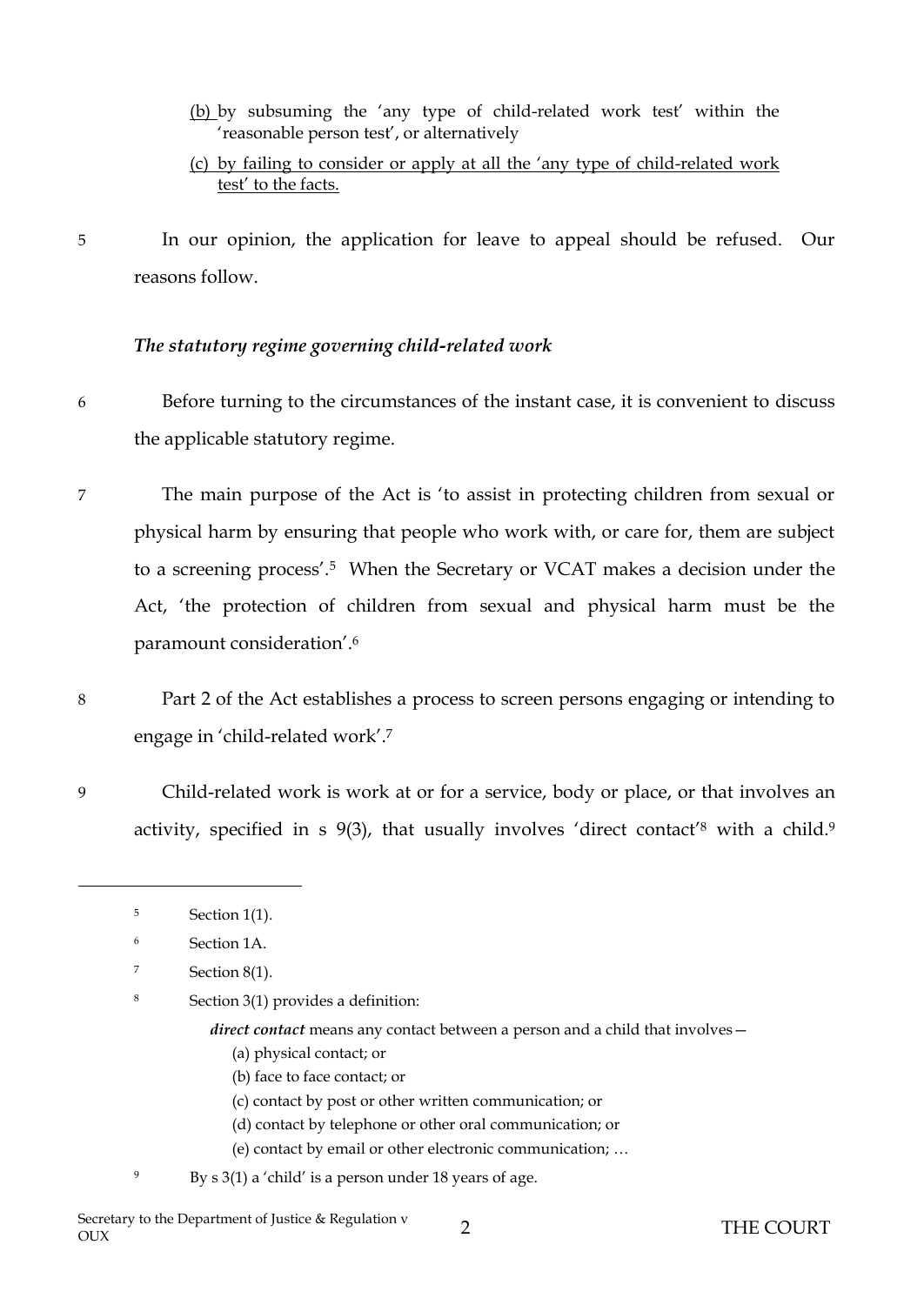(b) by subsuming the 'any type of child-related work test' within the 'reasonable person test', or alternatively

(c) by failing to consider or apply at all the 'any type of child-related work test' to the facts.

5 In our opinion, the application for leave to appeal should be refused. Our reasons follow.

*The statutory regime governing child-related work*

6 Before turning to the circumstances of the instant case, it is convenient to discuss the applicable statutory regime.

7 The main purpose of the Act is 'to assist in protecting children from sexual or physical harm by ensuring that people who work with, or care for, them are subject to a screening process'.[5] When the Secretary or VCAT makes a decision under the Act, 'the protection of children from sexual and physical harm must be the paramount consideration'.[6]

8 Part 2 of the Act establishes a process to screen persons engaging or intending to engage in 'child-related work'.[7]

9 Child-related work is work at or for a service, body or place, or that involves an activity, specified in s 9(3), that usually involves 'direct contact'[8] with a child.[9]

---

[5] Section 1(1).

[6] Section 1A.

[7] Section 8(1).

[8] Section 3(1) provides a definition:

> ***direct contact*** means any contact between a person and a child that involves—
>
> (a) physical contact; or
>
> (b) face to face contact; or
>
> (c) contact by post or other written communication; or
>
> (d) contact by telephone or other oral communication; or
>
> (e) contact by email or other electronic communication; …

[9] By s 3(1) a 'child' is a person under 18 years of age.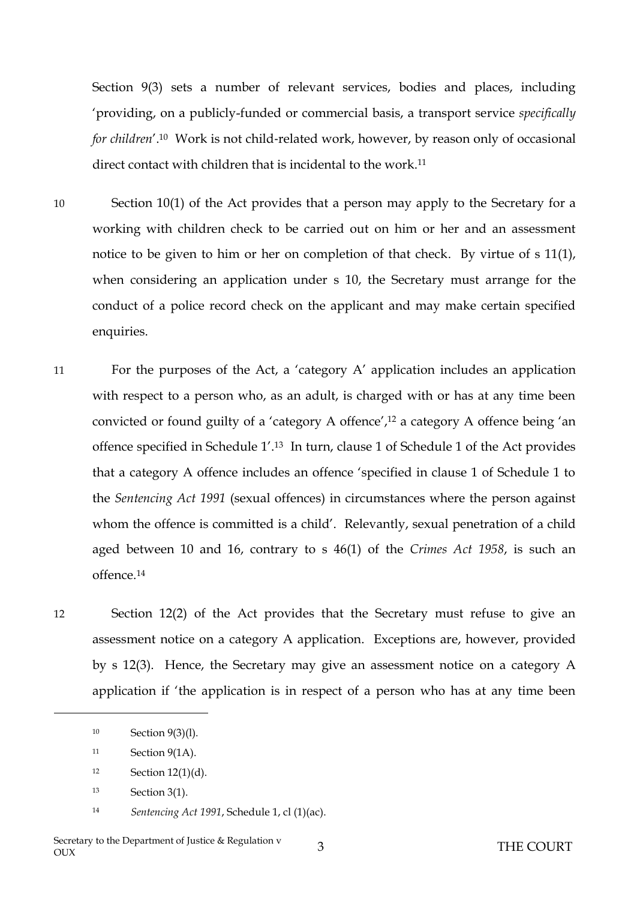Section 9(3) sets a number of relevant services, bodies and places, including 'providing, on a publicly-funded or commercial basis, a transport service *specifically for children*'.[10] Work is not child-related work, however, by reason only of occasional direct contact with children that is incidental to the work.[11]

10 Section 10(1) of the Act provides that a person may apply to the Secretary for a working with children check to be carried out on him or her and an assessment notice to be given to him or her on completion of that check. By virtue of s 11(1), when considering an application under s 10, the Secretary must arrange for the conduct of a police record check on the applicant and may make certain specified enquiries.

11 For the purposes of the Act, a 'category A' application includes an application with respect to a person who, as an adult, is charged with or has at any time been convicted or found guilty of a 'category A offence',[12] a category A offence being 'an offence specified in Schedule 1'.[13] In turn, clause 1 of Schedule 1 of the Act provides that a category A offence includes an offence 'specified in clause 1 of Schedule 1 to the *Sentencing Act 1991* (sexual offences) in circumstances where the person against whom the offence is committed is a child'. Relevantly, sexual penetration of a child aged between 10 and 16, contrary to s 46(1) of the *Crimes Act 1958*, is such an offence.[14]

12 Section 12(2) of the Act provides that the Secretary must refuse to give an assessment notice on a category A application. Exceptions are, however, provided by s 12(3). Hence, the Secretary may give an assessment notice on a category A application if 'the application is in respect of a person who has at any time been

---

[10] Section 9(3)(l).

[11] Section 9(1A).

[12] Section 12(1)(d).

[13] Section 3(1).

[14] *Sentencing Act 1991*, Schedule 1, cl (1)(ac).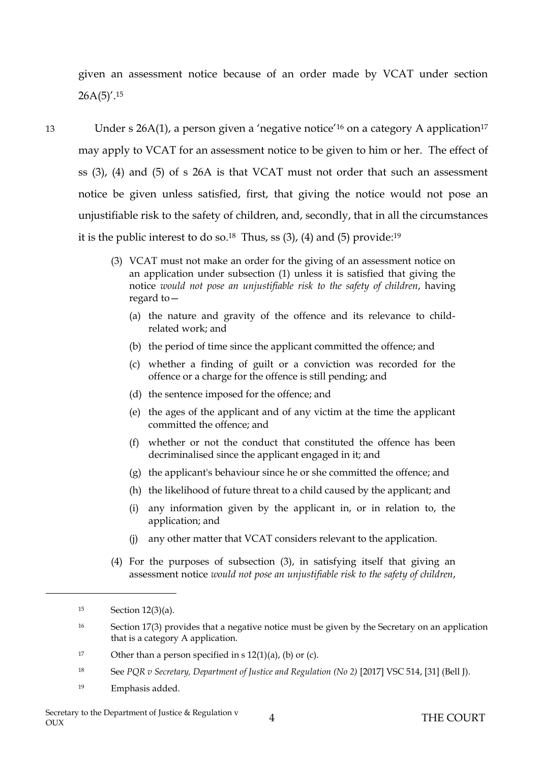given an assessment notice because of an order made by VCAT under section 26A(5)'.[15]

13 Under s 26A(1), a person given a 'negative notice'[16] on a category A application[17] may apply to VCAT for an assessment notice to be given to him or her. The effect of ss (3), (4) and (5) of s 26A is that VCAT must not order that such an assessment notice be given unless satisfied, first, that giving the notice would not pose an unjustifiable risk to the safety of children, and, secondly, that in all the circumstances it is the public interest to do so.[18] Thus, ss (3), (4) and (5) provide:[19]

> (3) VCAT must not make an order for the giving of an assessment notice on an application under subsection (1) unless it is satisfied that giving the notice *would not pose an unjustifiable risk to the safety of children*, having regard to—
>
> (a) the nature and gravity of the offence and its relevance to child-related work; and
>
> (b) the period of time since the applicant committed the offence; and
>
> (c) whether a finding of guilt or a conviction was recorded for the offence or a charge for the offence is still pending; and
>
> (d) the sentence imposed for the offence; and
>
> (e) the ages of the applicant and of any victim at the time the applicant committed the offence; and
>
> (f) whether or not the conduct that constituted the offence has been decriminalised since the applicant engaged in it; and
>
> (g) the applicant's behaviour since he or she committed the offence; and
>
> (h) the likelihood of future threat to a child caused by the applicant; and
>
> (i) any information given by the applicant in, or in relation to, the application; and
>
> (j) any other matter that VCAT considers relevant to the application.
>
> (4) For the purposes of subsection (3), in satisfying itself that giving an assessment notice *would not pose an unjustifiable risk to the safety of children*,

---

[15] Section 12(3)(a).

[16] Section 17(3) provides that a negative notice must be given by the Secretary on an application that is a category A application.

[17] Other than a person specified in s 12(1)(a), (b) or (c).

[18] See *PQR v Secretary, Department of Justice and Regulation (No 2)* [2017] VSC 514, [31] (Bell J).

[19] Emphasis added.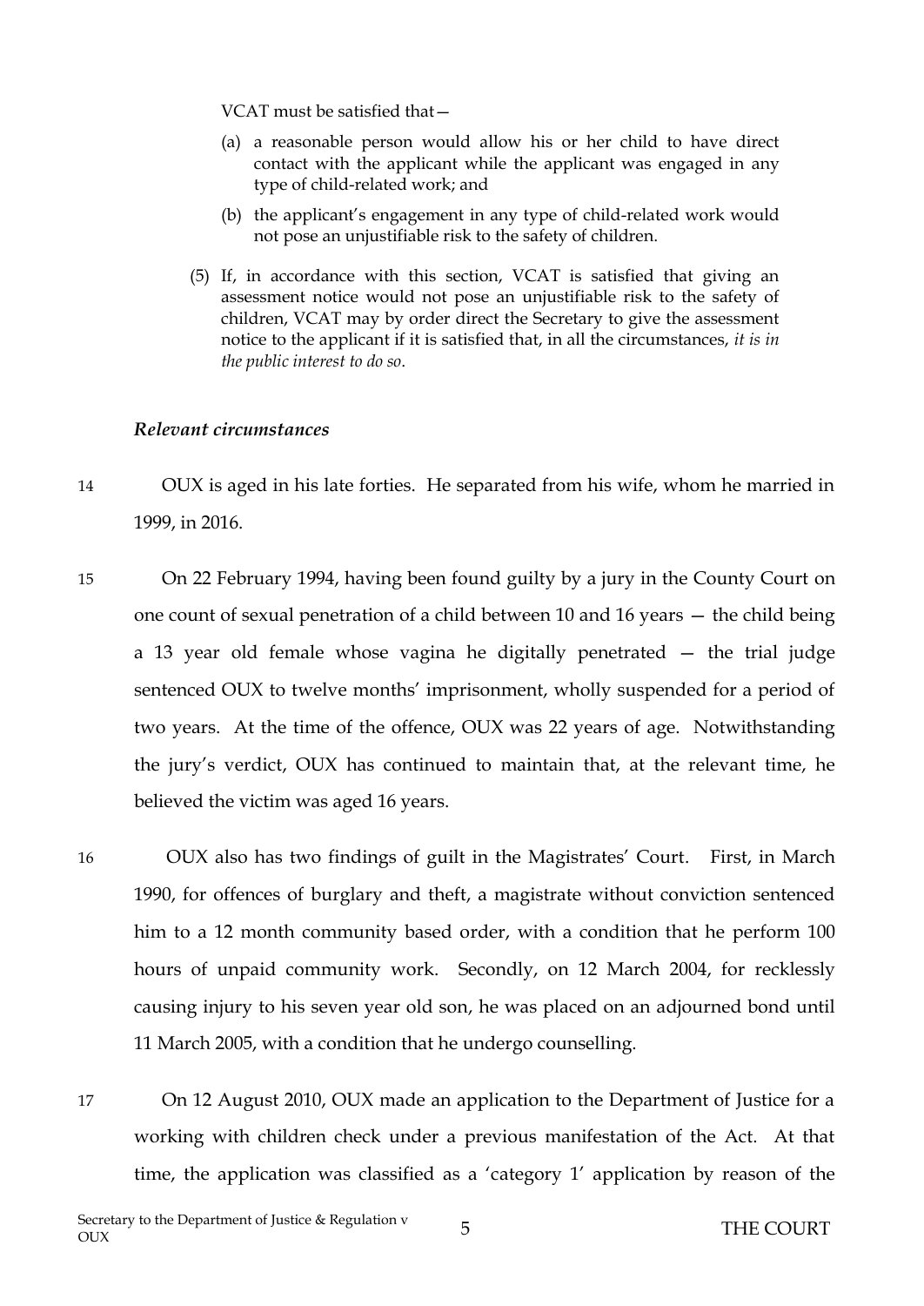VCAT must be satisfied that—

(a) a reasonable person would allow his or her child to have direct contact with the applicant while the applicant was engaged in any type of child-related work; and

(b) the applicant's engagement in any type of child-related work would not pose an unjustifiable risk to the safety of children.

(5) If, in accordance with this section, VCAT is satisfied that giving an assessment notice would not pose an unjustifiable risk to the safety of children, VCAT may by order direct the Secretary to give the assessment notice to the applicant if it is satisfied that, in all the circumstances, *it is in the public interest to do so*.

***Relevant circumstances***

14 OUX is aged in his late forties. He separated from his wife, whom he married in 1999, in 2016.

15 On 22 February 1994, having been found guilty by a jury in the County Court on one count of sexual penetration of a child between 10 and 16 years — the child being a 13 year old female whose vagina he digitally penetrated — the trial judge sentenced OUX to twelve months' imprisonment, wholly suspended for a period of two years. At the time of the offence, OUX was 22 years of age. Notwithstanding the jury's verdict, OUX has continued to maintain that, at the relevant time, he believed the victim was aged 16 years.

16 OUX also has two findings of guilt in the Magistrates' Court. First, in March 1990, for offences of burglary and theft, a magistrate without conviction sentenced him to a 12 month community based order, with a condition that he perform 100 hours of unpaid community work. Secondly, on 12 March 2004, for recklessly causing injury to his seven year old son, he was placed on an adjourned bond until 11 March 2005, with a condition that he undergo counselling.

17 On 12 August 2010, OUX made an application to the Department of Justice for a working with children check under a previous manifestation of the Act. At that time, the application was classified as a 'category 1' application by reason of the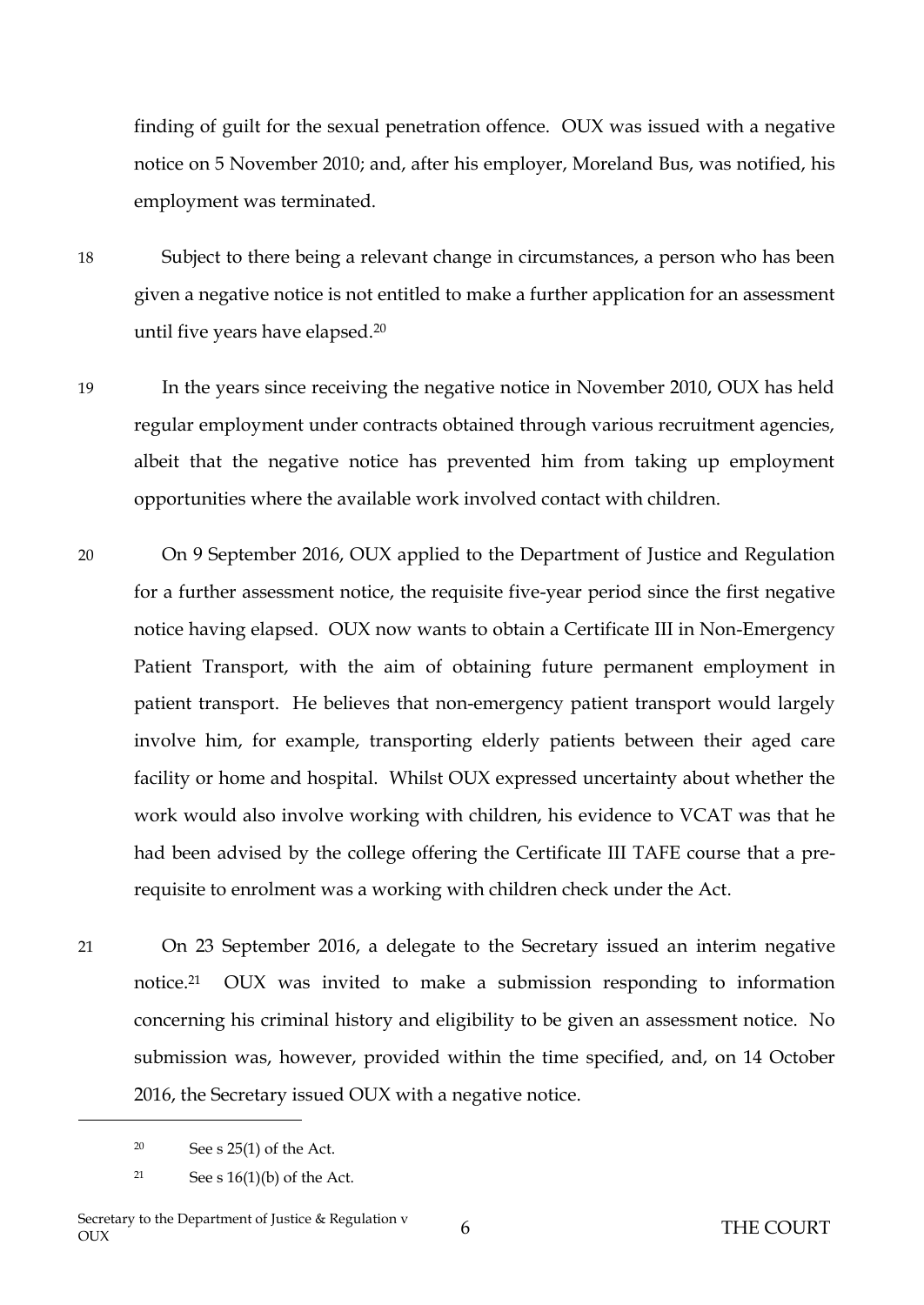finding of guilt for the sexual penetration offence. OUX was issued with a negative notice on 5 November 2010; and, after his employer, Moreland Bus, was notified, his employment was terminated.

18 Subject to there being a relevant change in circumstances, a person who has been given a negative notice is not entitled to make a further application for an assessment until five years have elapsed.[20]

19 In the years since receiving the negative notice in November 2010, OUX has held regular employment under contracts obtained through various recruitment agencies, albeit that the negative notice has prevented him from taking up employment opportunities where the available work involved contact with children.

20 On 9 September 2016, OUX applied to the Department of Justice and Regulation for a further assessment notice, the requisite five-year period since the first negative notice having elapsed. OUX now wants to obtain a Certificate III in Non-Emergency Patient Transport, with the aim of obtaining future permanent employment in patient transport. He believes that non-emergency patient transport would largely involve him, for example, transporting elderly patients between their aged care facility or home and hospital. Whilst OUX expressed uncertainty about whether the work would also involve working with children, his evidence to VCAT was that he had been advised by the college offering the Certificate III TAFE course that a pre-requisite to enrolment was a working with children check under the Act.

21 On 23 September 2016, a delegate to the Secretary issued an interim negative notice.[21] OUX was invited to make a submission responding to information concerning his criminal history and eligibility to be given an assessment notice. No submission was, however, provided within the time specified, and, on 14 October 2016, the Secretary issued OUX with a negative notice.

---

[20] See s 25(1) of the Act.

[21] See s 16(1)(b) of the Act.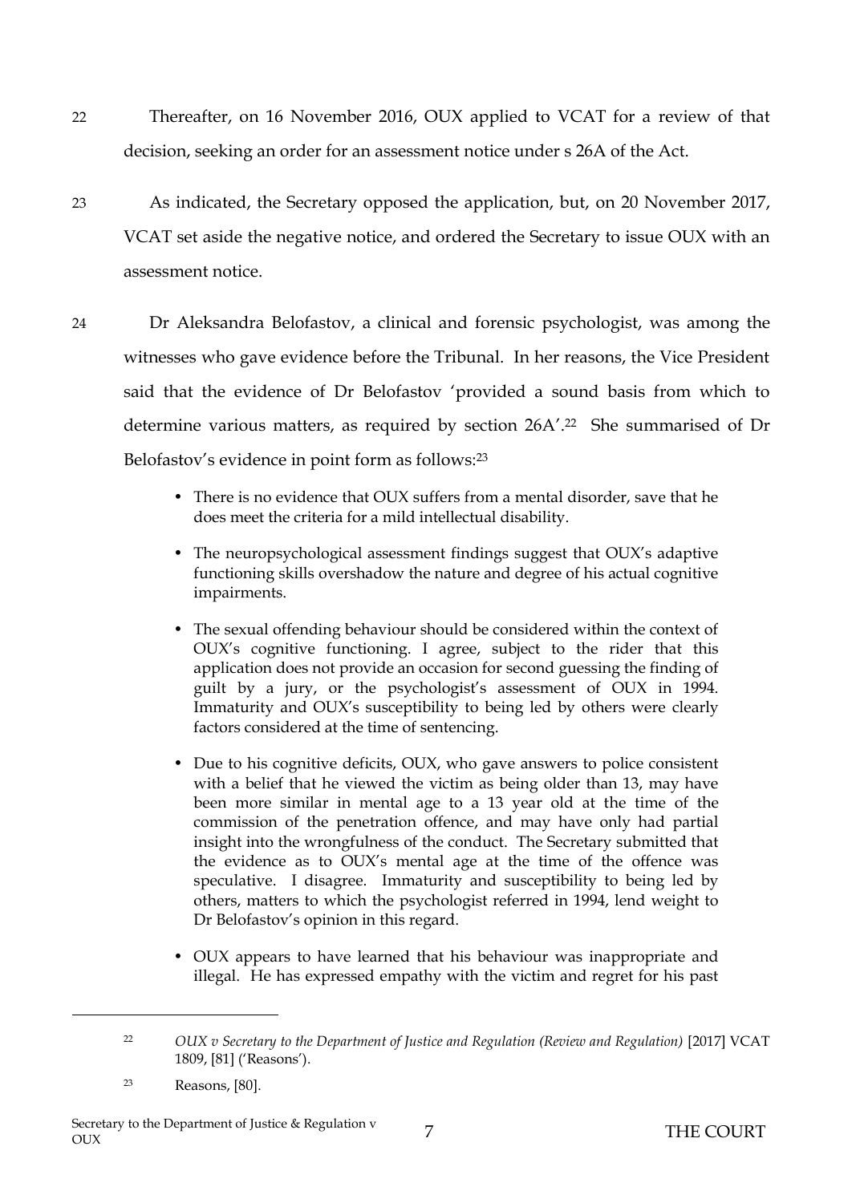22 Thereafter, on 16 November 2016, OUX applied to VCAT for a review of that decision, seeking an order for an assessment notice under s 26A of the Act.

23 As indicated, the Secretary opposed the application, but, on 20 November 2017, VCAT set aside the negative notice, and ordered the Secretary to issue OUX with an assessment notice.

24 Dr Aleksandra Belofastov, a clinical and forensic psychologist, was among the witnesses who gave evidence before the Tribunal. In her reasons, the Vice President said that the evidence of Dr Belofastov 'provided a sound basis from which to determine various matters, as required by section 26A'.[22] She summarised of Dr Belofastov's evidence in point form as follows:[23]

> - There is no evidence that OUX suffers from a mental disorder, save that he does meet the criteria for a mild intellectual disability.
> - The neuropsychological assessment findings suggest that OUX's adaptive functioning skills overshadow the nature and degree of his actual cognitive impairments.
> - The sexual offending behaviour should be considered within the context of OUX's cognitive functioning. I agree, subject to the rider that this application does not provide an occasion for second guessing the finding of guilt by a jury, or the psychologist's assessment of OUX in 1994. Immaturity and OUX's susceptibility to being led by others were clearly factors considered at the time of sentencing.
> - Due to his cognitive deficits, OUX, who gave answers to police consistent with a belief that he viewed the victim as being older than 13, may have been more similar in mental age to a 13 year old at the time of the commission of the penetration offence, and may have only had partial insight into the wrongfulness of the conduct. The Secretary submitted that the evidence as to OUX's mental age at the time of the offence was speculative. I disagree. Immaturity and susceptibility to being led by others, matters to which the psychologist referred in 1994, lend weight to Dr Belofastov's opinion in this regard.
> - OUX appears to have learned that his behaviour was inappropriate and illegal. He has expressed empathy with the victim and regret for his past

---

[22] *OUX v Secretary to the Department of Justice and Regulation (Review and Regulation)* [2017] VCAT 1809, [81] ('Reasons').

[23] Reasons, [80].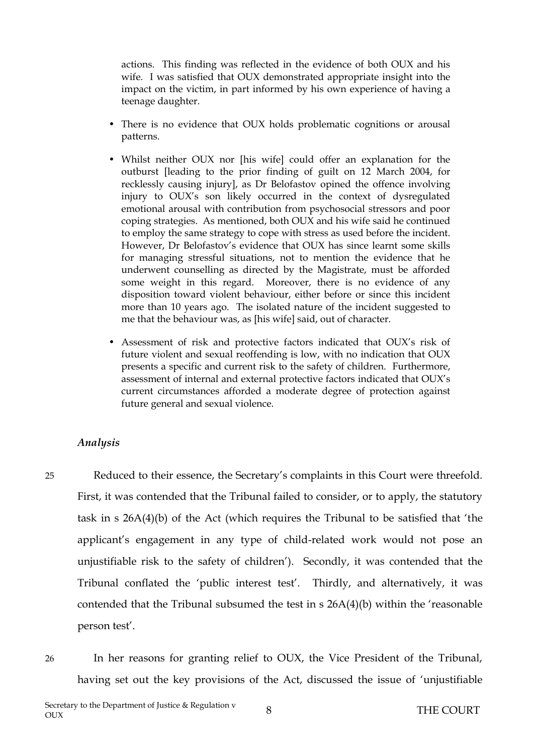actions. This finding was reflected in the evidence of both OUX and his wife. I was satisfied that OUX demonstrated appropriate insight into the impact on the victim, in part informed by his own experience of having a teenage daughter.

- There is no evidence that OUX holds problematic cognitions or arousal patterns.

- Whilst neither OUX nor [his wife] could offer an explanation for the outburst [leading to the prior finding of guilt on 12 March 2004, for recklessly causing injury], as Dr Belofastov opined the offence involving injury to OUX's son likely occurred in the context of dysregulated emotional arousal with contribution from psychosocial stressors and poor coping strategies. As mentioned, both OUX and his wife said he continued to employ the same strategy to cope with stress as used before the incident. However, Dr Belofastov's evidence that OUX has since learnt some skills for managing stressful situations, not to mention the evidence that he underwent counselling as directed by the Magistrate, must be afforded some weight in this regard. Moreover, there is no evidence of any disposition toward violent behaviour, either before or since this incident more than 10 years ago. The isolated nature of the incident suggested to me that the behaviour was, as [his wife] said, out of character.

- Assessment of risk and protective factors indicated that OUX's risk of future violent and sexual reoffending is low, with no indication that OUX presents a specific and current risk to the safety of children. Furthermore, assessment of internal and external protective factors indicated that OUX's current circumstances afforded a moderate degree of protection against future general and sexual violence.

### *Analysis*

25 Reduced to their essence, the Secretary's complaints in this Court were threefold. First, it was contended that the Tribunal failed to consider, or to apply, the statutory task in s 26A(4)(b) of the Act (which requires the Tribunal to be satisfied that 'the applicant's engagement in any type of child-related work would not pose an unjustifiable risk to the safety of children'). Secondly, it was contended that the Tribunal conflated the 'public interest test'. Thirdly, and alternatively, it was contended that the Tribunal subsumed the test in s 26A(4)(b) within the 'reasonable person test'.

26 In her reasons for granting relief to OUX, the Vice President of the Tribunal, having set out the key provisions of the Act, discussed the issue of 'unjustifiable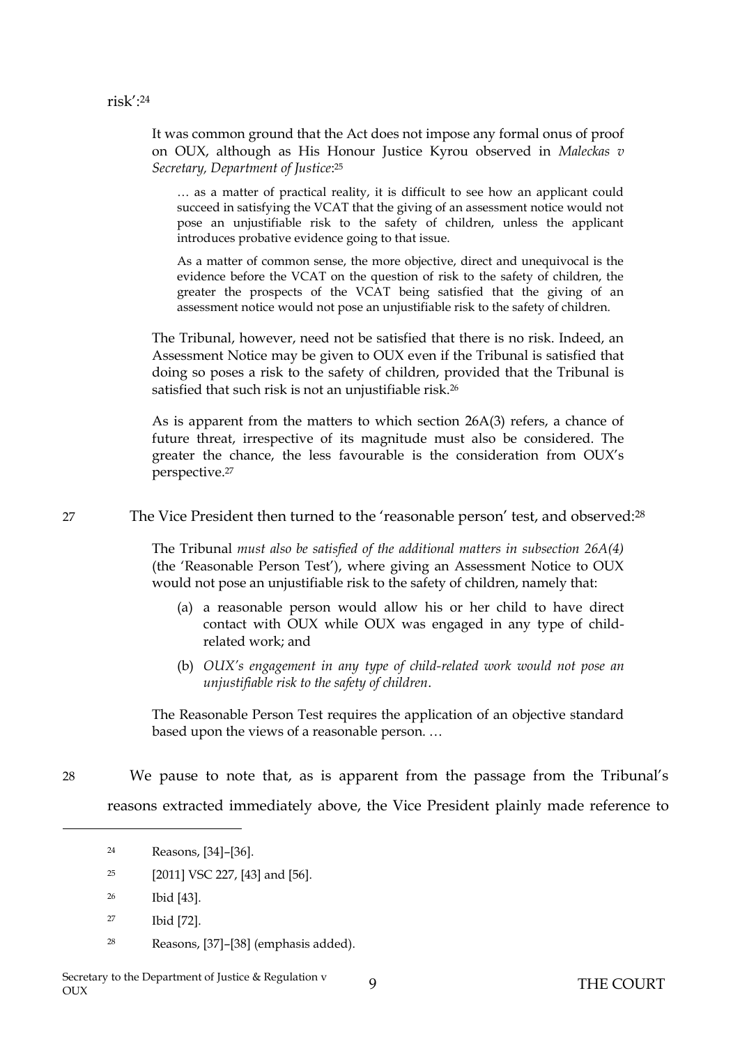risk':[24]

> It was common ground that the Act does not impose any formal onus of proof on OUX, although as His Honour Justice Kyrou observed in *Maleckas v Secretary, Department of Justice*:[25]
>
> > … as a matter of practical reality, it is difficult to see how an applicant could succeed in satisfying the VCAT that the giving of an assessment notice would not pose an unjustifiable risk to the safety of children, unless the applicant introduces probative evidence going to that issue.
> >
> > As a matter of common sense, the more objective, direct and unequivocal is the evidence before the VCAT on the question of risk to the safety of children, the greater the prospects of the VCAT being satisfied that the giving of an assessment notice would not pose an unjustifiable risk to the safety of children.
>
> The Tribunal, however, need not be satisfied that there is no risk. Indeed, an Assessment Notice may be given to OUX even if the Tribunal is satisfied that doing so poses a risk to the safety of children, provided that the Tribunal is satisfied that such risk is not an unjustifiable risk.[26]
>
> As is apparent from the matters to which section 26A(3) refers, a chance of future threat, irrespective of its magnitude must also be considered. The greater the chance, the less favourable is the consideration from OUX's perspective.[27]

27 The Vice President then turned to the 'reasonable person' test, and observed:[28]

> The Tribunal *must also be satisfied of the additional matters in subsection 26A(4)* (the 'Reasonable Person Test'), where giving an Assessment Notice to OUX would not pose an unjustifiable risk to the safety of children, namely that:
>
> (a) a reasonable person would allow his or her child to have direct contact with OUX while OUX was engaged in any type of child-related work; and
>
> (b) *OUX's engagement in any type of child-related work would not pose an unjustifiable risk to the safety of children*.
>
> The Reasonable Person Test requires the application of an objective standard based upon the views of a reasonable person. …

28 We pause to note that, as is apparent from the passage from the Tribunal's reasons extracted immediately above, the Vice President plainly made reference to

---

[24] Reasons, [34]–[36].

[25] [2011] VSC 227, [43] and [56].

[26] Ibid [43].

[27] Ibid [72].

[28] Reasons, [37]–[38] (emphasis added).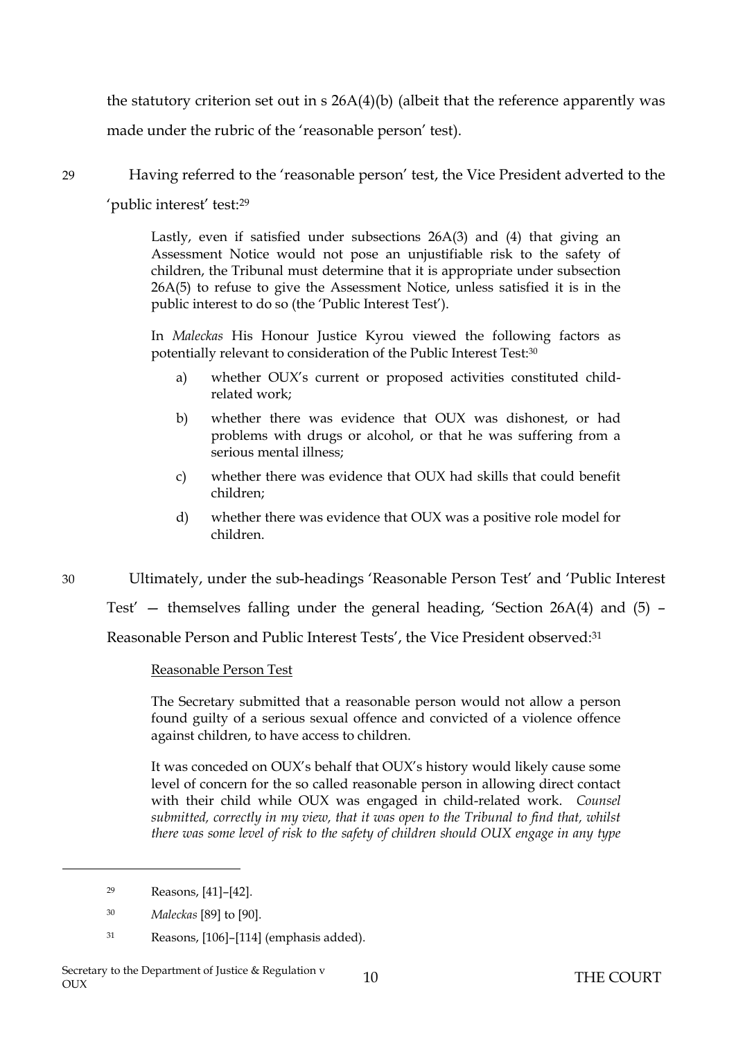the statutory criterion set out in s 26A(4)(b) (albeit that the reference apparently was made under the rubric of the 'reasonable person' test).

29 Having referred to the 'reasonable person' test, the Vice President adverted to the 'public interest' test:[29]

> Lastly, even if satisfied under subsections 26A(3) and (4) that giving an Assessment Notice would not pose an unjustifiable risk to the safety of children, the Tribunal must determine that it is appropriate under subsection 26A(5) to refuse to give the Assessment Notice, unless satisfied it is in the public interest to do so (the 'Public Interest Test').
>
> In *Maleckas* His Honour Justice Kyrou viewed the following factors as potentially relevant to consideration of the Public Interest Test:[30]
>
> a) whether OUX's current or proposed activities constituted child-related work;
>
> b) whether there was evidence that OUX was dishonest, or had problems with drugs or alcohol, or that he was suffering from a serious mental illness;
>
> c) whether there was evidence that OUX had skills that could benefit children;
>
> d) whether there was evidence that OUX was a positive role model for children.

30 Ultimately, under the sub-headings 'Reasonable Person Test' and 'Public Interest Test' — themselves falling under the general heading, 'Section 26A(4) and (5) – Reasonable Person and Public Interest Tests', the Vice President observed:[31]

> Reasonable Person Test
>
> The Secretary submitted that a reasonable person would not allow a person found guilty of a serious sexual offence and convicted of a violence offence against children, to have access to children.
>
> It was conceded on OUX's behalf that OUX's history would likely cause some level of concern for the so called reasonable person in allowing direct contact with their child while OUX was engaged in child-related work. *Counsel submitted, correctly in my view, that it was open to the Tribunal to find that, whilst there was some level of risk to the safety of children should OUX engage in any type*

---

[29] Reasons, [41]–[42].

[30] *Maleckas* [89] to [90].

[31] Reasons, [106]–[114] (emphasis added).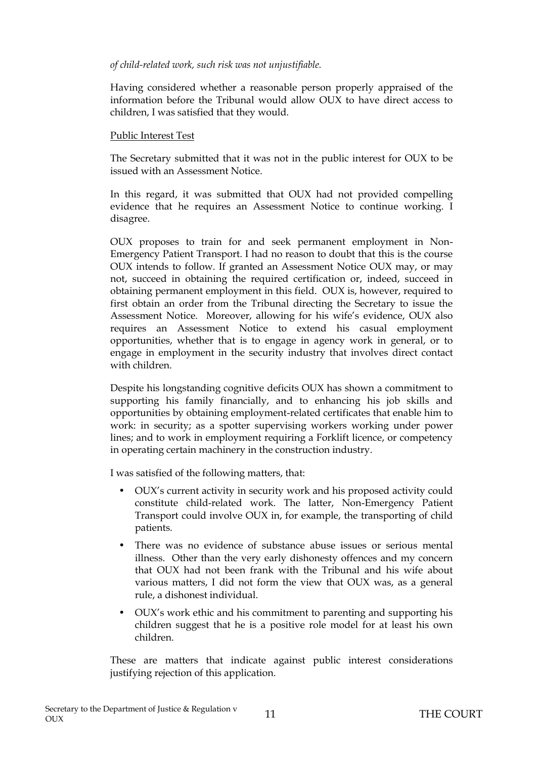*of child-related work, such risk was not unjustifiable.*

Having considered whether a reasonable person properly appraised of the information before the Tribunal would allow OUX to have direct access to children, I was satisfied that they would.

<u>Public Interest Test</u>

The Secretary submitted that it was not in the public interest for OUX to be issued with an Assessment Notice.

In this regard, it was submitted that OUX had not provided compelling evidence that he requires an Assessment Notice to continue working. I disagree.

OUX proposes to train for and seek permanent employment in Non-Emergency Patient Transport. I had no reason to doubt that this is the course OUX intends to follow. If granted an Assessment Notice OUX may, or may not, succeed in obtaining the required certification or, indeed, succeed in obtaining permanent employment in this field. OUX is, however, required to first obtain an order from the Tribunal directing the Secretary to issue the Assessment Notice. Moreover, allowing for his wife's evidence, OUX also requires an Assessment Notice to extend his casual employment opportunities, whether that is to engage in agency work in general, or to engage in employment in the security industry that involves direct contact with children.

Despite his longstanding cognitive deficits OUX has shown a commitment to supporting his family financially, and to enhancing his job skills and opportunities by obtaining employment-related certificates that enable him to work: in security; as a spotter supervising workers working under power lines; and to work in employment requiring a Forklift licence, or competency in operating certain machinery in the construction industry.

I was satisfied of the following matters, that:

- OUX's current activity in security work and his proposed activity could constitute child-related work. The latter, Non-Emergency Patient Transport could involve OUX in, for example, the transporting of child patients.
- There was no evidence of substance abuse issues or serious mental illness. Other than the very early dishonesty offences and my concern that OUX had not been frank with the Tribunal and his wife about various matters, I did not form the view that OUX was, as a general rule, a dishonest individual.
- OUX's work ethic and his commitment to parenting and supporting his children suggest that he is a positive role model for at least his own children.

These are matters that indicate against public interest considerations justifying rejection of this application.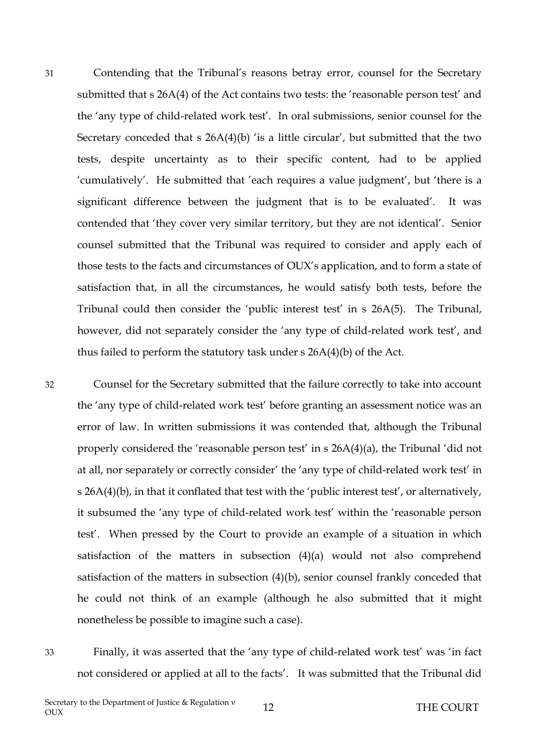31 Contending that the Tribunal's reasons betray error, counsel for the Secretary submitted that s 26A(4) of the Act contains two tests: the 'reasonable person test' and the 'any type of child-related work test'. In oral submissions, senior counsel for the Secretary conceded that s 26A(4)(b) 'is a little circular', but submitted that the two tests, despite uncertainty as to their specific content, had to be applied 'cumulatively'. He submitted that 'each requires a value judgment', but 'there is a significant difference between the judgment that is to be evaluated'. It was contended that 'they cover very similar territory, but they are not identical'. Senior counsel submitted that the Tribunal was required to consider and apply each of those tests to the facts and circumstances of OUX's application, and to form a state of satisfaction that, in all the circumstances, he would satisfy both tests, before the Tribunal could then consider the 'public interest test' in s 26A(5). The Tribunal, however, did not separately consider the 'any type of child-related work test', and thus failed to perform the statutory task under s 26A(4)(b) of the Act.

32 Counsel for the Secretary submitted that the failure correctly to take into account the 'any type of child-related work test' before granting an assessment notice was an error of law. In written submissions it was contended that, although the Tribunal properly considered the 'reasonable person test' in s 26A(4)(a), the Tribunal 'did not at all, nor separately or correctly consider' the 'any type of child-related work test' in s 26A(4)(b), in that it conflated that test with the 'public interest test', or alternatively, it subsumed the 'any type of child-related work test' within the 'reasonable person test'. When pressed by the Court to provide an example of a situation in which satisfaction of the matters in subsection (4)(a) would not also comprehend satisfaction of the matters in subsection (4)(b), senior counsel frankly conceded that he could not think of an example (although he also submitted that it might nonetheless be possible to imagine such a case).

33 Finally, it was asserted that the 'any type of child-related work test' was 'in fact not considered or applied at all to the facts'. It was submitted that the Tribunal did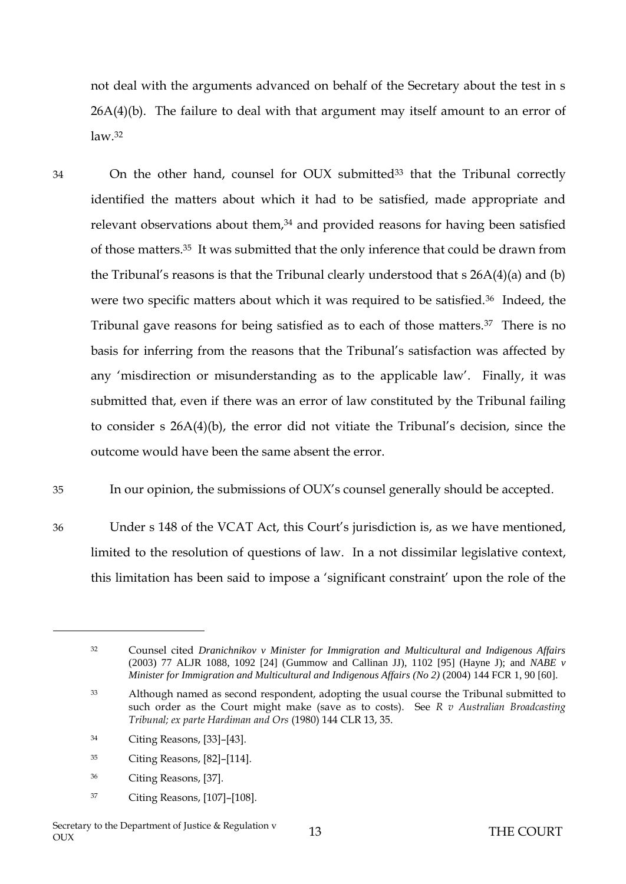not deal with the arguments advanced on behalf of the Secretary about the test in s 26A(4)(b). The failure to deal with that argument may itself amount to an error of law.[32]

34 On the other hand, counsel for OUX submitted[33] that the Tribunal correctly identified the matters about which it had to be satisfied, made appropriate and relevant observations about them,[34] and provided reasons for having been satisfied of those matters.[35] It was submitted that the only inference that could be drawn from the Tribunal's reasons is that the Tribunal clearly understood that s 26A(4)(a) and (b) were two specific matters about which it was required to be satisfied.[36] Indeed, the Tribunal gave reasons for being satisfied as to each of those matters.[37] There is no basis for inferring from the reasons that the Tribunal's satisfaction was affected by any 'misdirection or misunderstanding as to the applicable law'. Finally, it was submitted that, even if there was an error of law constituted by the Tribunal failing to consider s 26A(4)(b), the error did not vitiate the Tribunal's decision, since the outcome would have been the same absent the error.

35 In our opinion, the submissions of OUX's counsel generally should be accepted.

36 Under s 148 of the VCAT Act, this Court's jurisdiction is, as we have mentioned, limited to the resolution of questions of law. In a not dissimilar legislative context, this limitation has been said to impose a 'significant constraint' upon the role of the

---

[32] Counsel cited *Dranichnikov v Minister for Immigration and Multicultural and Indigenous Affairs* (2003) 77 ALJR 1088, 1092 [24] (Gummow and Callinan JJ), 1102 [95] (Hayne J); and *NABE v Minister for Immigration and Multicultural and Indigenous Affairs (No 2)* (2004) 144 FCR 1, 90 [60].

[33] Although named as second respondent, adopting the usual course the Tribunal submitted to such order as the Court might make (save as to costs). See *R v Australian Broadcasting Tribunal; ex parte Hardiman and Ors* (1980) 144 CLR 13, 35.

[34] Citing Reasons, [33]–[43].

[35] Citing Reasons, [82]–[114].

[36] Citing Reasons, [37].

[37] Citing Reasons, [107]–[108].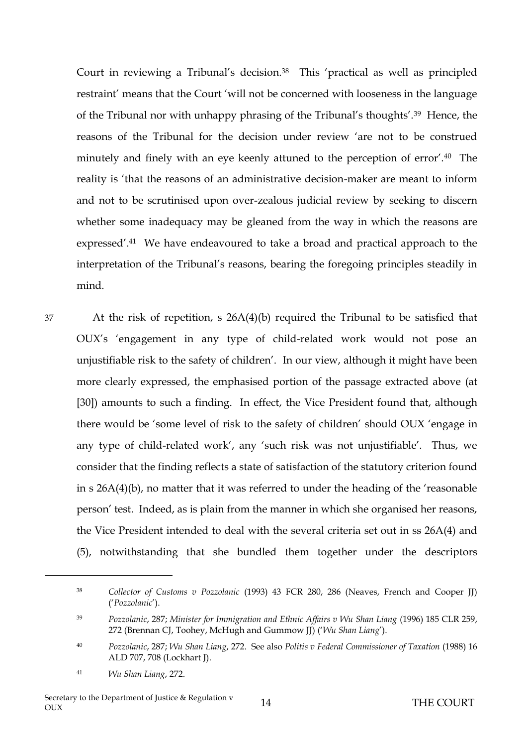Court in reviewing a Tribunal's decision.[38] This 'practical as well as principled restraint' means that the Court 'will not be concerned with looseness in the language of the Tribunal nor with unhappy phrasing of the Tribunal's thoughts'.[39] Hence, the reasons of the Tribunal for the decision under review 'are not to be construed minutely and finely with an eye keenly attuned to the perception of error'.[40] The reality is 'that the reasons of an administrative decision-maker are meant to inform and not to be scrutinised upon over-zealous judicial review by seeking to discern whether some inadequacy may be gleaned from the way in which the reasons are expressed'.[41] We have endeavoured to take a broad and practical approach to the interpretation of the Tribunal's reasons, bearing the foregoing principles steadily in mind.

37 At the risk of repetition, s 26A(4)(b) required the Tribunal to be satisfied that OUX's 'engagement in any type of child-related work would not pose an unjustifiable risk to the safety of children'. In our view, although it might have been more clearly expressed, the emphasised portion of the passage extracted above (at [30]) amounts to such a finding. In effect, the Vice President found that, although there would be 'some level of risk to the safety of children' should OUX 'engage in any type of child-related work', any 'such risk was not unjustifiable'. Thus, we consider that the finding reflects a state of satisfaction of the statutory criterion found in s 26A(4)(b), no matter that it was referred to under the heading of the 'reasonable person' test. Indeed, as is plain from the manner in which she organised her reasons, the Vice President intended to deal with the several criteria set out in ss 26A(4) and (5), notwithstanding that she bundled them together under the descriptors

---

[38] *Collector of Customs v Pozzolanic* (1993) 43 FCR 280, 286 (Neaves, French and Cooper JJ) ('*Pozzolanic*').

[39] *Pozzolanic*, 287; *Minister for Immigration and Ethnic Affairs v Wu Shan Liang* (1996) 185 CLR 259, 272 (Brennan CJ, Toohey, McHugh and Gummow JJ) ('*Wu Shan Liang*').

[40] *Pozzolanic*, 287; *Wu Shan Liang*, 272. See also *Politis v Federal Commissioner of Taxation* (1988) 16 ALD 707, 708 (Lockhart J).

[41] *Wu Shan Liang*, 272.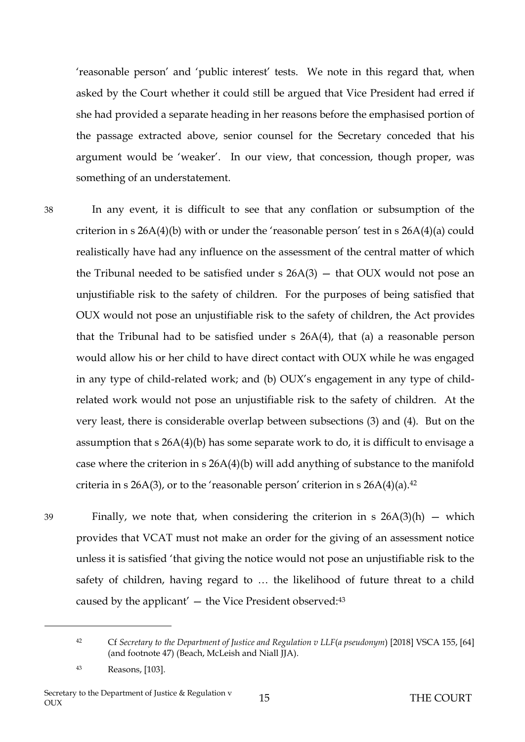'reasonable person' and 'public interest' tests. We note in this regard that, when asked by the Court whether it could still be argued that Vice President had erred if she had provided a separate heading in her reasons before the emphasised portion of the passage extracted above, senior counsel for the Secretary conceded that his argument would be 'weaker'. In our view, that concession, though proper, was something of an understatement.

38 In any event, it is difficult to see that any conflation or subsumption of the criterion in s 26A(4)(b) with or under the 'reasonable person' test in s 26A(4)(a) could realistically have had any influence on the assessment of the central matter of which the Tribunal needed to be satisfied under s 26A(3) — that OUX would not pose an unjustifiable risk to the safety of children. For the purposes of being satisfied that OUX would not pose an unjustifiable risk to the safety of children, the Act provides that the Tribunal had to be satisfied under s 26A(4), that (a) a reasonable person would allow his or her child to have direct contact with OUX while he was engaged in any type of child-related work; and (b) OUX's engagement in any type of child-related work would not pose an unjustifiable risk to the safety of children. At the very least, there is considerable overlap between subsections (3) and (4). But on the assumption that s 26A(4)(b) has some separate work to do, it is difficult to envisage a case where the criterion in s 26A(4)(b) will add anything of substance to the manifold criteria in s 26A(3), or to the 'reasonable person' criterion in s 26A(4)(a).[42]

39 Finally, we note that, when considering the criterion in s 26A(3)(h) — which provides that VCAT must not make an order for the giving of an assessment notice unless it is satisfied 'that giving the notice would not pose an unjustifiable risk to the safety of children, having regard to … the likelihood of future threat to a child caused by the applicant' — the Vice President observed:[43]

---

[42] Cf *Secretary to the Department of Justice and Regulation v LLF(a pseudonym)* [2018] VSCA 155, [64] (and footnote 47) (Beach, McLeish and Niall JJA).

[43] Reasons, [103].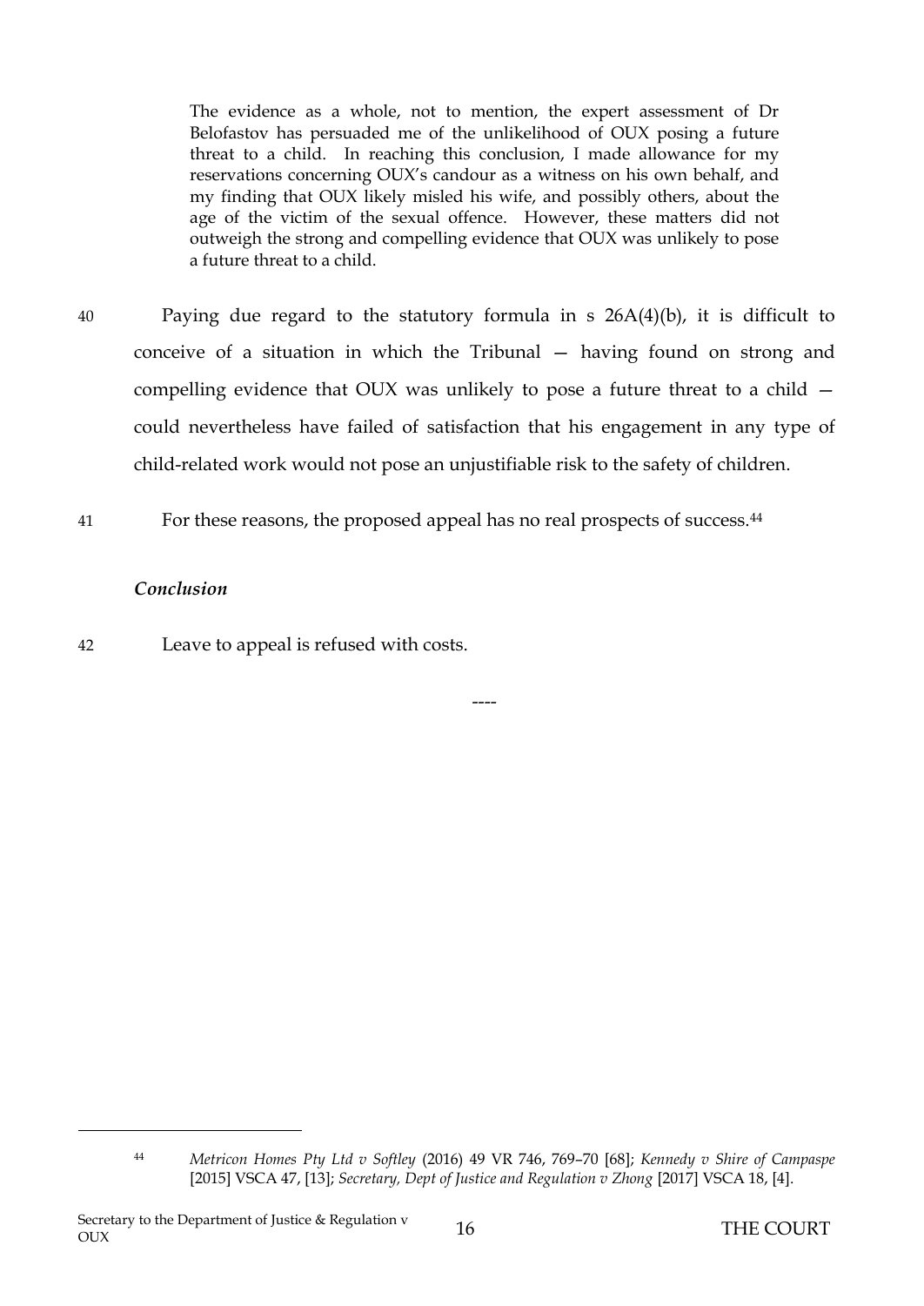> The evidence as a whole, not to mention, the expert assessment of Dr Belofastov has persuaded me of the unlikelihood of OUX posing a future threat to a child. In reaching this conclusion, I made allowance for my reservations concerning OUX's candour as a witness on his own behalf, and my finding that OUX likely misled his wife, and possibly others, about the age of the victim of the sexual offence. However, these matters did not outweigh the strong and compelling evidence that OUX was unlikely to pose a future threat to a child.

40 Paying due regard to the statutory formula in s 26A(4)(b), it is difficult to conceive of a situation in which the Tribunal — having found on strong and compelling evidence that OUX was unlikely to pose a future threat to a child — could nevertheless have failed of satisfaction that his engagement in any type of child-related work would not pose an unjustifiable risk to the safety of children.

41 For these reasons, the proposed appeal has no real prospects of success.[44]

### *Conclusion*

42 Leave to appeal is refused with costs.

----

[44] *Metricon Homes Pty Ltd v Softley* (2016) 49 VR 746, 769–70 [68]; *Kennedy v Shire of Campaspe* [2015] VSCA 47, [13]; *Secretary, Dept of Justice and Regulation v Zhong* [2017] VSCA 18, [4].